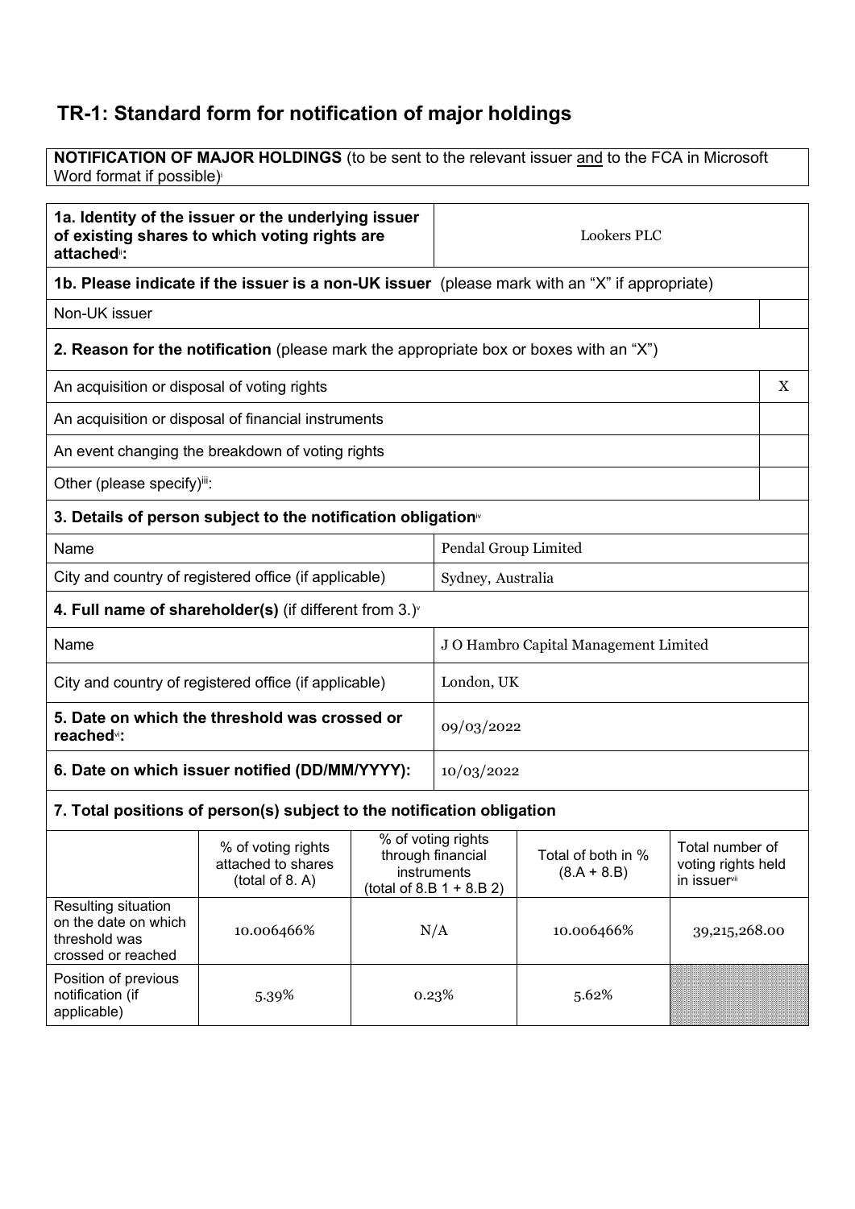# TR-1: Standard form for notification of major holdings

**NOTIFICATION OF MAJOR HOLDINGS** (to be sent to the relevant issuer and to the FCA in Microsoft Word format if possible)[i]

| **1a. Identity of the issuer or the underlying issuer of existing shares to which voting rights are attached**[ii]**:** | Lookers PLC |
|---|---|

**1b. Please indicate if the issuer is a non-UK issuer** (please mark with an "X" if appropriate)

| Non-UK issuer | |
|---|---|

**2. Reason for the notification** (please mark the appropriate box or boxes with an "X")

| | |
|---|---|
| An acquisition or disposal of voting rights | X |
| An acquisition or disposal of financial instruments | |
| An event changing the breakdown of voting rights | |
| Other (please specify)[iii]: | |

**3. Details of person subject to the notification obligation**[iv]

| | |
|---|---|
| Name | Pendal Group Limited |
| City and country of registered office (if applicable) | Sydney, Australia |

**4. Full name of shareholder(s)** (if different from 3.)[v]

| | |
|---|---|
| Name | J O Hambro Capital Management Limited |
| City and country of registered office (if applicable) | London, UK |

| | |
|---|---|
| **5. Date on which the threshold was crossed or reached**[vi]**:** | 09/03/2022 |
| **6. Date on which issuer notified (DD/MM/YYYY):** | 10/03/2022 |

**7. Total positions of person(s) subject to the notification obligation**

| | % of voting rights attached to shares (total of 8. A) | % of voting rights through financial instruments (total of 8.B 1 + 8.B 2) | Total of both in % (8.A + 8.B) | Total number of voting rights held in issuer[vii] |
|---|---|---|---|---|
| Resulting situation on the date on which threshold was crossed or reached | 10.006466% | N/A | 10.006466% | 39,215,268.00 |
| Position of previous notification (if applicable) | 5.39% | 0.23% | 5.62% | |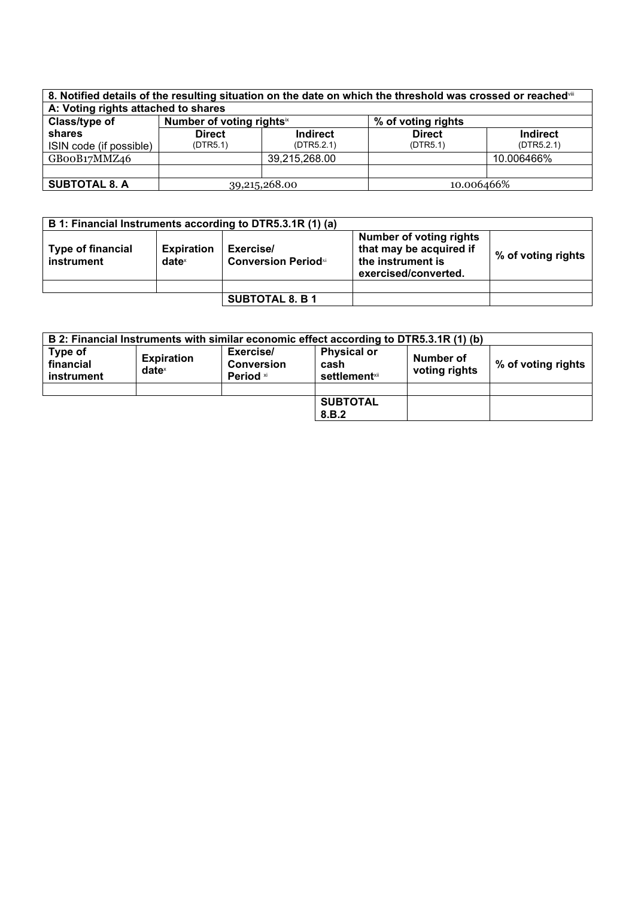| 8. Notified details of the resulting situation on the date on which the threshold was crossed or reached[viii] | | | | |
|---|---|---|---|---|
| **A: Voting rights attached to shares** | | | | |
| **Class/type of shares** ISIN code (if possible) | **Number of voting rights**[ix] | | **% of voting rights** | |
| | **Direct** (DTR5.1) | **Indirect** (DTR5.2.1) | **Direct** (DTR5.1) | **Indirect** (DTR5.2.1) |
| GB00B17MMZ46 | | 39,215,268.00 | | 10.006466% |
| | | | | |
| **SUBTOTAL 8. A** | 39,215,268.00 | | 10.006466% | |

| B 1: Financial Instruments according to DTR5.3.1R (1) (a) | | | | |
|---|---|---|---|---|
| **Type of financial instrument** | **Expiration date**[x] | **Exercise/ Conversion Period**[xi] | **Number of voting rights that may be acquired if the instrument is exercised/converted.** | **% of voting rights** |
| | | | | |
| | | **SUBTOTAL 8. B 1** | | |

| B 2: Financial Instruments with similar economic effect according to DTR5.3.1R (1) (b) | | | | | |
|---|---|---|---|---|---|
| **Type of financial instrument** | **Expiration date**[x] | **Exercise/ Conversion Period** [xi] | **Physical or cash settlement**[xii] | **Number of voting rights** | **% of voting rights** |
| | | | | | |
| | | | **SUBTOTAL 8.B.2** | | |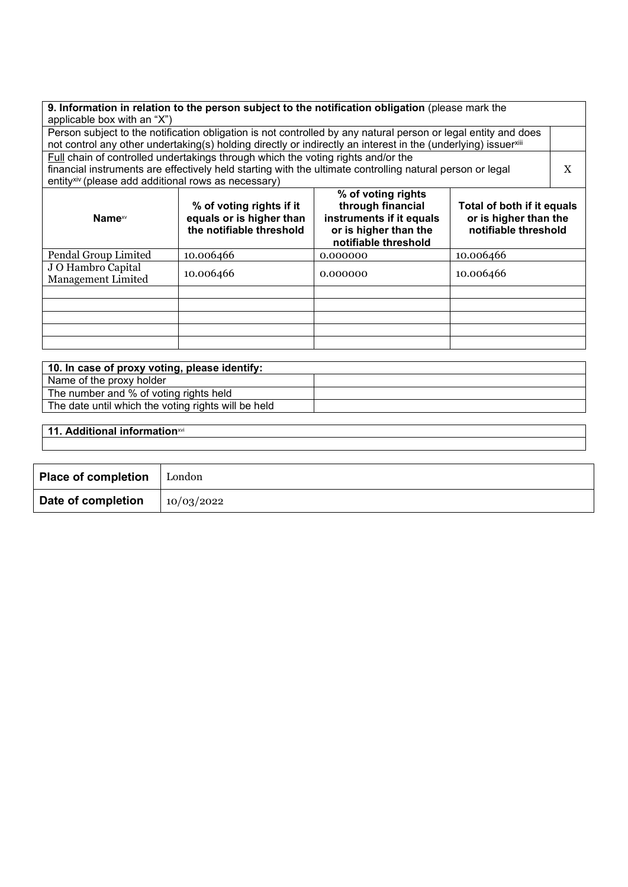**9. Information in relation to the person subject to the notification obligation** (please mark the applicable box with an "X")

| | |
|---|---|
| Person subject to the notification obligation is not controlled by any natural person or legal entity and does not control any other undertaking(s) holding directly or indirectly an interest in the (underlying) issuer[xiii] | |
| Full chain of controlled undertakings through which the voting rights and/or the financial instruments are effectively held starting with the ultimate controlling natural person or legal entity[xiv] (please add additional rows as necessary) | X |

| **Name**[xv] | **% of voting rights if it equals or is higher than the notifiable threshold** | **% of voting rights through financial instruments if it equals or is higher than the notifiable threshold** | **Total of both if it equals or is higher than the notifiable threshold** |
|---|---|---|---|
| Pendal Group Limited | 10.006466 | 0.000000 | 10.006466 |
| J O Hambro Capital Management Limited | 10.006466 | 0.000000 | 10.006466 |
| | | | |
| | | | |
| | | | |
| | | | |
| | | | |

| **10. In case of proxy voting, please identify:** | |
|---|---|
| Name of the proxy holder | |
| The number and % of voting rights held | |
| The date until which the voting rights will be held | |

**11. Additional information**[xvi]

| | |
|---|---|
| **Place of completion** | London |
| **Date of completion** | 10/03/2022 |